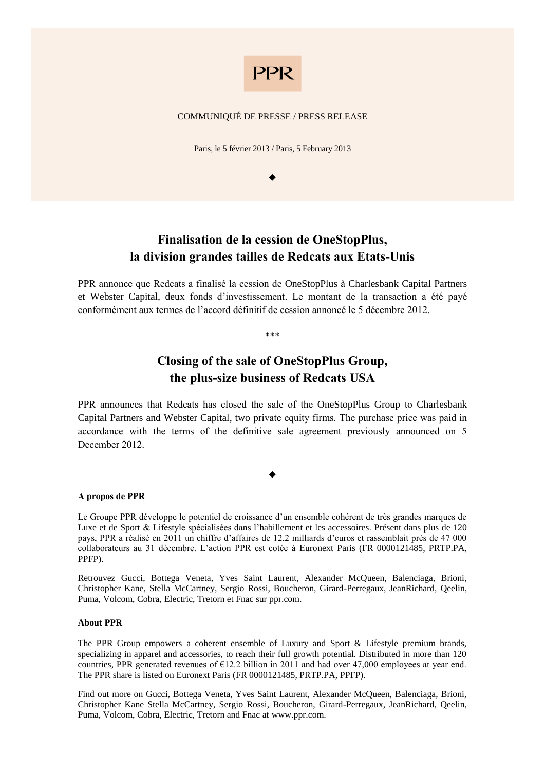PPR

COMMUNIQUÉ DE PRESSE / PRESS RELEASE

Paris, le 5 février 2013 / Paris, 5 February 2013

◆

## Finalisation de la cession de OneStopPlus, la division grandes tailles de Redcats aux Etats-Unis

PPR annonce que Redcats a finalisé la cession de OneStopPlus à Charlesbank Capital Partners et Webster Capital, deux fonds d'investissement. Le montant de la transaction a été payé conformément aux termes de l'accord définitif de cession annoncé le 5 décembre 2012.

***

## Closing of the sale of OneStopPlus Group, the plus-size business of Redcats USA

PPR announces that Redcats has closed the sale of the OneStopPlus Group to Charlesbank Capital Partners and Webster Capital, two private equity firms. The purchase price was paid in accordance with the terms of the definitive sale agreement previously announced on 5 December 2012.

◆

**A propos de PPR**

Le Groupe PPR développe le potentiel de croissance d'un ensemble cohérent de très grandes marques de Luxe et de Sport & Lifestyle spécialisées dans l'habillement et les accessoires. Présent dans plus de 120 pays, PPR a réalisé en 2011 un chiffre d'affaires de 12,2 milliards d'euros et rassemblait près de 47 000 collaborateurs au 31 décembre. L'action PPR est cotée à Euronext Paris (FR 0000121485, PRTP.PA, PPFP).

Retrouvez Gucci, Bottega Veneta, Yves Saint Laurent, Alexander McQueen, Balenciaga, Brioni, Christopher Kane, Stella McCartney, Sergio Rossi, Boucheron, Girard-Perregaux, JeanRichard, Qeelin, Puma, Volcom, Cobra, Electric, Tretorn et Fnac sur ppr.com.

**About PPR**

The PPR Group empowers a coherent ensemble of Luxury and Sport & Lifestyle premium brands, specializing in apparel and accessories, to reach their full growth potential. Distributed in more than 120 countries, PPR generated revenues of €12.2 billion in 2011 and had over 47,000 employees at year end. The PPR share is listed on Euronext Paris (FR 0000121485, PRTP.PA, PPFP).

Find out more on Gucci, Bottega Veneta, Yves Saint Laurent, Alexander McQueen, Balenciaga, Brioni, Christopher Kane Stella McCartney, Sergio Rossi, Boucheron, Girard-Perregaux, JeanRichard, Qeelin, Puma, Volcom, Cobra, Electric, Tretorn and Fnac at www.ppr.com.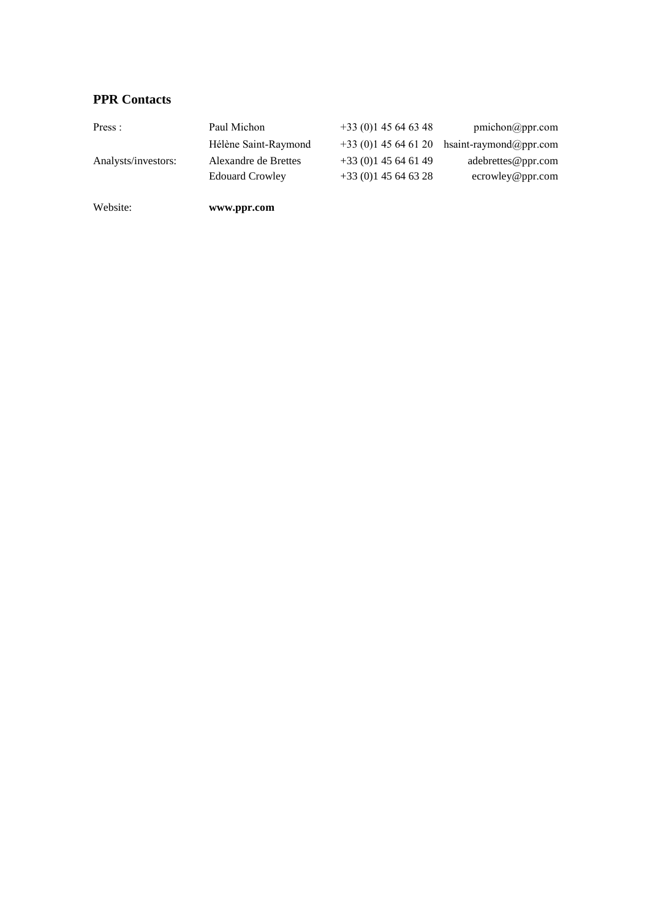**PPR Contacts**

| | | | |
|---|---|---|---|
| Press : | Paul Michon | +33 (0)1 45 64 63 48 | pmichon@ppr.com |
| | Hélène Saint-Raymond | +33 (0)1 45 64 61 20 | hsaint-raymond@ppr.com |
| Analysts/investors: | Alexandre de Brettes | +33 (0)1 45 64 61 49 | adebrettes@ppr.com |
| | Edouard Crowley | +33 (0)1 45 64 63 28 | ecrowley@ppr.com |

Website: **www.ppr.com**